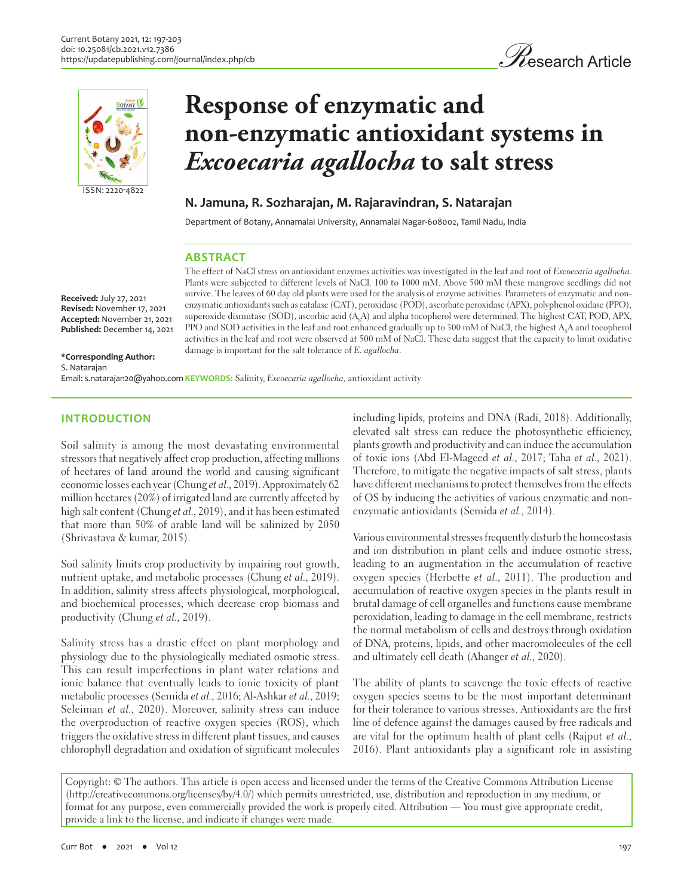# Response of enzymatic and non-enzymatic antioxidant systems in *Excoecaria agallocha* to salt stress

**N. Jamuna, R. Sozharajan, M. Rajaravindran, S. Natarajan**

Department of Botany, Annamalai University, Annamalai Nagar-608002, Tamil Nadu, India

**Received:** July 27, 2021
**Revised:** November 17, 2021
**Accepted:** November 21, 2021
**Published:** December 14, 2021

**\*Corresponding Author:**
S. Natarajan
Email: s.natarajan20@yahoo.com

## ABSTRACT

The effect of NaCl stress on antioxidant enzymes activities was investigated in the leaf and root of *Excoecaria agallocha*. Plants were subjected to different levels of NaCl. 100 to 1000 mM. Above 500 mM these mangrove seedlings did not survive. The leaves of 60 day old plants were used for the analysis of enzyme activities. Parameters of enzymatic and non-enzymatic antioxidants such as catalase (CAT), peroxidase (POD), ascorbate peroxidase (APX), polyphenol oxidase (PPO), superoxide dismutase (SOD), ascorbic acid ($A_sA$) and alpha tocopherol were determined. The highest CAT, POD, APX, PPO and SOD activities in the leaf and root enhanced gradually up to 300 mM of NaCl, the highest $A_sA$ and tocopherol activities in the leaf and root were observed at 500 mM of NaCl. These data suggest that the capacity to limit oxidative damage is important for the salt tolerance of *E. agallocha*.

**KEYWORDS:** Salinity, *Excoecaria agallocha*, antioxidant activity

## INTRODUCTION

Soil salinity is among the most devastating environmental stressors that negatively affect crop production, affecting millions of hectares of land around the world and causing significant economic losses each year (Chung *et al*., 2019). Approximately 62 million hectares (20%) of irrigated land are currently affected by high salt content (Chung *et al*., 2019), and it has been estimated that more than 50% of arable land will be salinized by 2050 (Shrivastava & kumar, 2015).

Soil salinity limits crop productivity by impairing root growth, nutrient uptake, and metabolic processes (Chung *et al*., 2019). In addition, salinity stress affects physiological, morphological, and biochemical processes, which decrease crop biomass and productivity (Chung *et al*., 2019).

Salinity stress has a drastic effect on plant morphology and physiology due to the physiologically mediated osmotic stress. This can result imperfections in plant water relations and ionic balance that eventually leads to ionic toxicity of plant metabolic processes (Semida *et al*., 2016; Al-Ashkar *et al*., 2019; Seleiman *et al*., 2020). Moreover, salinity stress can induce the overproduction of reactive oxygen species (ROS), which triggers the oxidative stress in different plant tissues, and causes chlorophyll degradation and oxidation of significant molecules including lipids, proteins and DNA (Radi, 2018). Additionally, elevated salt stress can reduce the photosynthetic efficiency, plants growth and productivity and can induce the accumulation of toxic ions (Abd El-Mageed *et al*., 2017; Taha *et al*., 2021). Therefore, to mitigate the negative impacts of salt stress, plants have different mechanisms to protect themselves from the effects of OS by inducing the activities of various enzymatic and non-enzymatic antioxidants (Semida *et al*., 2014).

Various environmental stresses frequently disturb the homeostasis and ion distribution in plant cells and induce osmotic stress, leading to an augmentation in the accumulation of reactive oxygen species (Herbette *et al*., 2011). The production and accumulation of reactive oxygen species in the plants result in brutal damage of cell organelles and functions cause membrane peroxidation, leading to damage in the cell membrane, restricts the normal metabolism of cells and destroys through oxidation of DNA, proteins, lipids, and other macromolecules of the cell and ultimately cell death (Ahanger *et al*., 2020).

The ability of plants to scavenge the toxic effects of reactive oxygen species seems to be the most important determinant for their tolerance to various stresses. Antioxidants are the first line of defence against the damages caused by free radicals and are vital for the optimum health of plant cells (Rajput *et al*., 2016). Plant antioxidants play a significant role in assisting

Copyright: © The authors. This article is open access and licensed under the terms of the Creative Commons Attribution License (http://creativecommons.org/licenses/by/4.0/) which permits unrestricted, use, distribution and reproduction in any medium, or format for any purpose, even commercially provided the work is properly cited. Attribution — You must give appropriate credit, provide a link to the license, and indicate if changes were made.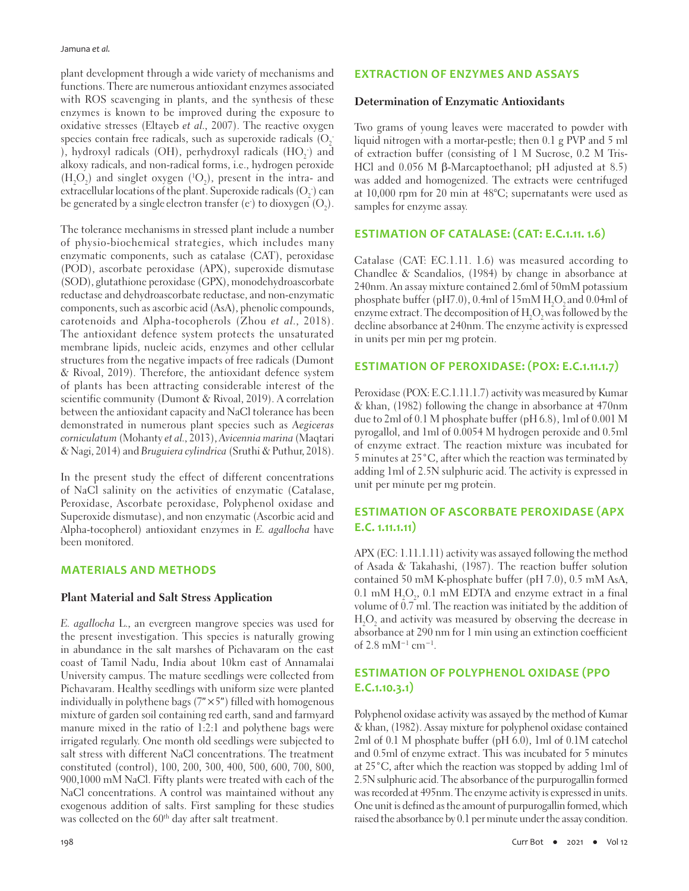plant development through a wide variety of mechanisms and functions. There are numerous antioxidant enzymes associated with ROS scavenging in plants, and the synthesis of these enzymes is known to be improved during the exposure to oxidative stresses (Eltayeb *et al*., 2007). The reactive oxygen species contain free radicals, such as superoxide radicals ($O_2^-$), hydroxyl radicals (OH), perhydroxyl radicals ($HO_2^-$) and alkoxy radicals, and non-radical forms, i.e., hydrogen peroxide ($H_2O_2$) and singlet oxygen ($^1O_2$), present in the intra- and extracellular locations of the plant. Superoxide radicals ($O_2^-$) can be generated by a single electron transfer ($e^-$) to dioxygen ($O_2$).

The tolerance mechanisms in stressed plant include a number of physio-biochemical strategies, which includes many enzymatic components, such as catalase (CAT), peroxidase (POD), ascorbate peroxidase (APX), superoxide dismutase (SOD), glutathione peroxidase (GPX), monodehydroascorbate reductase and dehydroascorbate reductase, and non-enzymatic components, such as ascorbic acid (AsA), phenolic compounds, carotenoids and Alpha-tocopherols (Zhou *et al*., 2018). The antioxidant defence system protects the unsaturated membrane lipids, nucleic acids, enzymes and other cellular structures from the negative impacts of free radicals (Dumont & Rivoal, 2019). Therefore, the antioxidant defence system of plants has been attracting considerable interest of the scientific community (Dumont & Rivoal, 2019). A correlation between the antioxidant capacity and NaCl tolerance has been demonstrated in numerous plant species such as *Aegiceras corniculatum* (Mohanty *et al*., 2013), *Avicennia marina* (Maqtari & Nagi, 2014) and *Bruguiera cylindrica* (Sruthi & Puthur, 2018).

In the present study the effect of different concentrations of NaCl salinity on the activities of enzymatic (Catalase, Peroxidase, Ascorbate peroxidase, Polyphenol oxidase and Superoxide dismutase), and non enzymatic (Ascorbic acid and Alpha-tocopherol) antioxidant enzymes in *E. agallocha* have been monitored.

## MATERIALS AND METHODS

### Plant Material and Salt Stress Application

*E. agallocha* L., an evergreen mangrove species was used for the present investigation. This species is naturally growing in abundance in the salt marshes of Pichavaram on the east coast of Tamil Nadu, India about 10km east of Annamalai University campus. The mature seedlings were collected from Pichavaram. Healthy seedlings with uniform size were planted individually in polythene bags (7"×5") filled with homogenous mixture of garden soil containing red earth, sand and farmyard manure mixed in the ratio of 1:2:1 and polythene bags were irrigated regularly. One month old seedlings were subjected to salt stress with different NaCl concentrations. The treatment constituted (control), 100, 200, 300, 400, 500, 600, 700, 800, 900,1000 mM NaCl. Fifty plants were treated with each of the NaCl concentrations. A control was maintained without any exogenous addition of salts. First sampling for these studies was collected on the 60th day after salt treatment.

## EXTRACTION OF ENZYMES AND ASSAYS

### Determination of Enzymatic Antioxidants

Two grams of young leaves were macerated to powder with liquid nitrogen with a mortar-pestle; then 0.1 g PVP and 5 ml of extraction buffer (consisting of 1 M Sucrose, 0.2 M Tris-HCl and 0.056 M β-Marcaptoethanol; pH adjusted at 8.5) was added and homogenized. The extracts were centrifuged at 10,000 rpm for 20 min at 48°C; supernatants were used as samples for enzyme assay.

## ESTIMATION OF CATALASE: (CAT: E.C.1.11. 1.6)

Catalase (CAT: EC.1.11. 1.6) was measured according to Chandlee & Scandalios, (1984) by change in absorbance at 240nm. An assay mixture contained 2.6ml of 50mM potassium phosphate buffer (pH7.0), 0.4ml of 15mM $H_2O_2$ and 0.04ml of enzyme extract. The decomposition of $H_2O_2$ was followed by the decline absorbance at 240nm. The enzyme activity is expressed in units per min per mg protein.

## ESTIMATION OF PEROXIDASE: (POX: E.C.1.11.1.7)

Peroxidase (POX: E.C.1.11.1.7) activity was measured by Kumar & khan, (1982) following the change in absorbance at 470nm due to 2ml of 0.1 M phosphate buffer (pH 6.8), 1ml of 0.001 M pyrogallol, and 1ml of 0.0054 M hydrogen peroxide and 0.5ml of enzyme extract. The reaction mixture was incubated for 5 minutes at 25°C, after which the reaction was terminated by adding 1ml of 2.5N sulphuric acid. The activity is expressed in unit per minute per mg protein.

## ESTIMATION OF ASCORBATE PEROXIDASE (APX E.C. 1.11.1.11)

APX (EC: 1.11.1.11) activity was assayed following the method of Asada & Takahashi, (1987). The reaction buffer solution contained 50 mM K-phosphate buffer (pH 7.0), 0.5 mM AsA, 0.1 mM $H_2O_2$, 0.1 mM EDTA and enzyme extract in a final volume of 0.7 ml. The reaction was initiated by the addition of $H_2O_2$ and activity was measured by observing the decrease in absorbance at 290 nm for 1 min using an extinction coefficient of 2.8 $mM^{-1}$ $cm^{-1}$.

## ESTIMATION OF POLYPHENOL OXIDASE (PPO E.C.1.10.3.1)

Polyphenol oxidase activity was assayed by the method of Kumar & khan, (1982). Assay mixture for polyphenol oxidase contained 2ml of 0.1 M phosphate buffer (pH 6.0), 1ml of 0.1M catechol and 0.5ml of enzyme extract. This was incubated for 5 minutes at 25°C, after which the reaction was stopped by adding 1ml of 2.5N sulphuric acid. The absorbance of the purpurogallin formed was recorded at 495nm. The enzyme activity is expressed in units. One unit is defined as the amount of purpurogallin formed, which raised the absorbance by 0.1 per minute under the assay condition.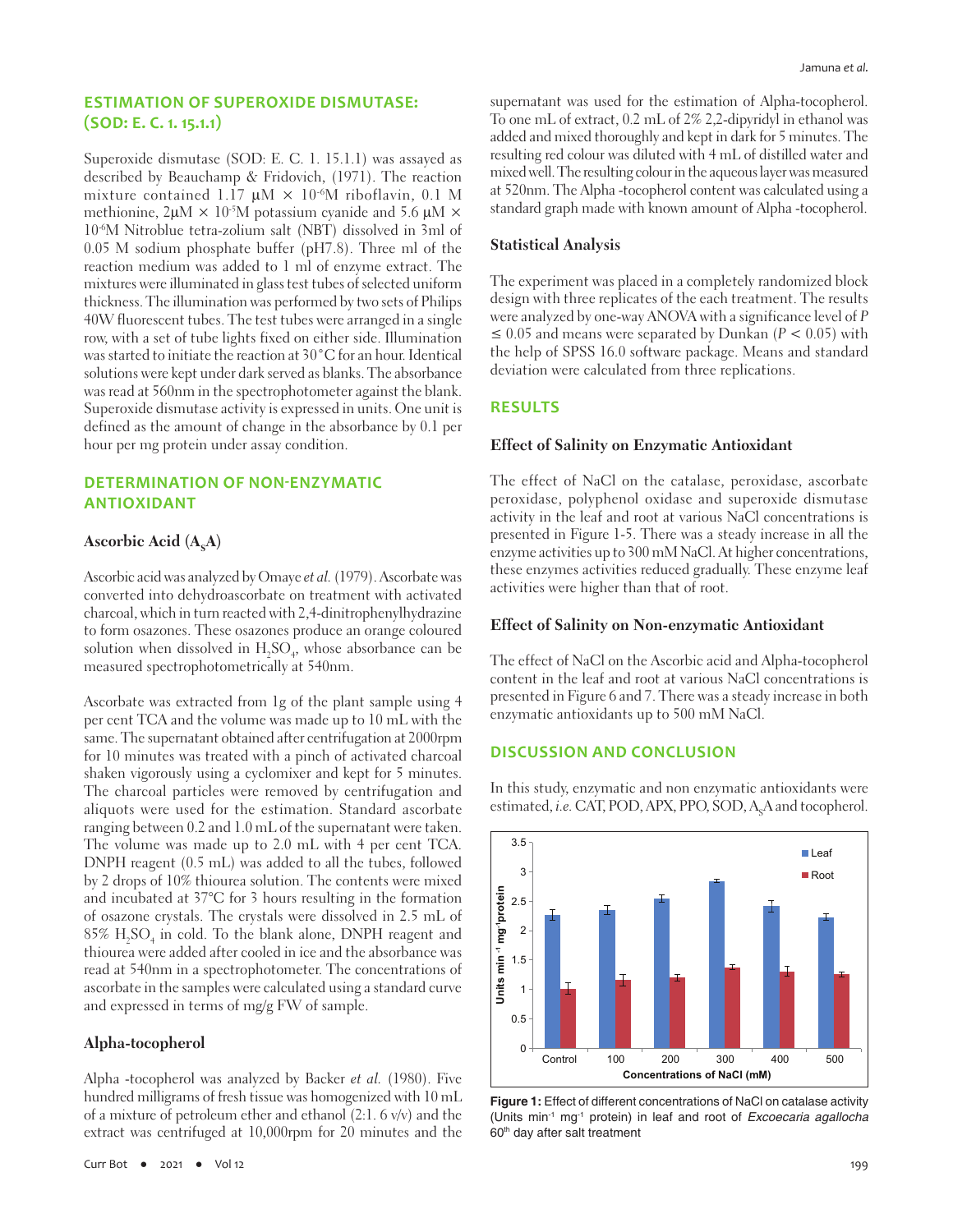## ESTIMATION OF SUPEROXIDE DISMUTASE: (SOD: E. C. 1. 15.1.1)

Superoxide dismutase (SOD: E. C. 1. 15.1.1) was assayed as described by Beauchamp & Fridovich, (1971). The reaction mixture contained 1.17 μM × $10^{-6}$M riboflavin, 0.1 M methionine, 2μM × $10^{-5}$M potassium cyanide and 5.6 μM × $10^{-6}$M Nitroblue tetra-zolium salt (NBT) dissolved in 3ml of 0.05 M sodium phosphate buffer (pH7.8). Three ml of the reaction medium was added to 1 ml of enzyme extract. The mixtures were illuminated in glass test tubes of selected uniform thickness. The illumination was performed by two sets of Philips 40W fluorescent tubes. The test tubes were arranged in a single row, with a set of tube lights fixed on either side. Illumination was started to initiate the reaction at 30°C for an hour. Identical solutions were kept under dark served as blanks. The absorbance was read at 560nm in the spectrophotometer against the blank. Superoxide dismutase activity is expressed in units. One unit is defined as the amount of change in the absorbance by 0.1 per hour per mg protein under assay condition.

## DETERMINATION OF NON-ENZYMATIC ANTIOXIDANT

### Ascorbic Acid ($A_SA$)

Ascorbic acid was analyzed by Omaye *et al.* (1979). Ascorbate was converted into dehydroascorbate on treatment with activated charcoal, which in turn reacted with 2,4-dinitrophenylhydrazine to form osazones. These osazones produce an orange coloured solution when dissolved in $H_2SO_4$, whose absorbance can be measured spectrophotometrically at 540nm.

Ascorbate was extracted from 1g of the plant sample using 4 per cent TCA and the volume was made up to 10 mL with the same. The supernatant obtained after centrifugation at 2000rpm for 10 minutes was treated with a pinch of activated charcoal shaken vigorously using a cyclomixer and kept for 5 minutes. The charcoal particles were removed by centrifugation and aliquots were used for the estimation. Standard ascorbate ranging between 0.2 and 1.0 mL of the supernatant were taken. The volume was made up to 2.0 mL with 4 per cent TCA. DNPH reagent (0.5 mL) was added to all the tubes, followed by 2 drops of 10% thiourea solution. The contents were mixed and incubated at 37°C for 3 hours resulting in the formation of osazone crystals. The crystals were dissolved in 2.5 mL of 85% $H_2SO_4$ in cold. To the blank alone, DNPH reagent and thiourea were added after cooled in ice and the absorbance was read at 540nm in a spectrophotometer. The concentrations of ascorbate in the samples were calculated using a standard curve and expressed in terms of mg/g FW of sample.

### Alpha-tocopherol

Alpha -tocopherol was analyzed by Backer *et al.* (1980). Five hundred milligrams of fresh tissue was homogenized with 10 mL of a mixture of petroleum ether and ethanol (2:1. 6 v/v) and the extract was centrifuged at 10,000rpm for 20 minutes and the supernatant was used for the estimation of Alpha-tocopherol. To one mL of extract, 0.2 mL of 2% 2,2-dipyridyl in ethanol was added and mixed thoroughly and kept in dark for 5 minutes. The resulting red colour was diluted with 4 mL of distilled water and mixed well. The resulting colour in the aqueous layer was measured at 520nm. The Alpha -tocopherol content was calculated using a standard graph made with known amount of Alpha -tocopherol.

### Statistical Analysis

The experiment was placed in a completely randomized block design with three replicates of the each treatment. The results were analyzed by one-way ANOVA with a significance level of $P \leq 0.05$ and means were separated by Dunkan ($P < 0.05$) with the help of SPSS 16.0 software package. Means and standard deviation were calculated from three replications.

## RESULTS

### Effect of Salinity on Enzymatic Antioxidant

The effect of NaCl on the catalase, peroxidase, ascorbate peroxidase, polyphenol oxidase and superoxide dismutase activity in the leaf and root at various NaCl concentrations is presented in Figure 1-5. There was a steady increase in all the enzyme activities up to 300 mM NaCl. At higher concentrations, these enzymes activities reduced gradually. These enzyme leaf activities were higher than that of root.

### Effect of Salinity on Non-enzymatic Antioxidant

The effect of NaCl on the Ascorbic acid and Alpha-tocopherol content in the leaf and root at various NaCl concentrations is presented in Figure 6 and 7. There was a steady increase in both enzymatic antioxidants up to 500 mM NaCl.

## DISCUSSION AND CONCLUSION

In this study, enzymatic and non enzymatic antioxidants were estimated, *i.e.* CAT, POD, APX, PPO, SOD, $A_SA$ and tocopherol.

**Figure 1:** Effect of different concentrations of NaCl on catalase activity (Units $min^{-1}$ $mg^{-1}$ protein) in leaf and root of *Excoecaria agallocha* 60th day after salt treatment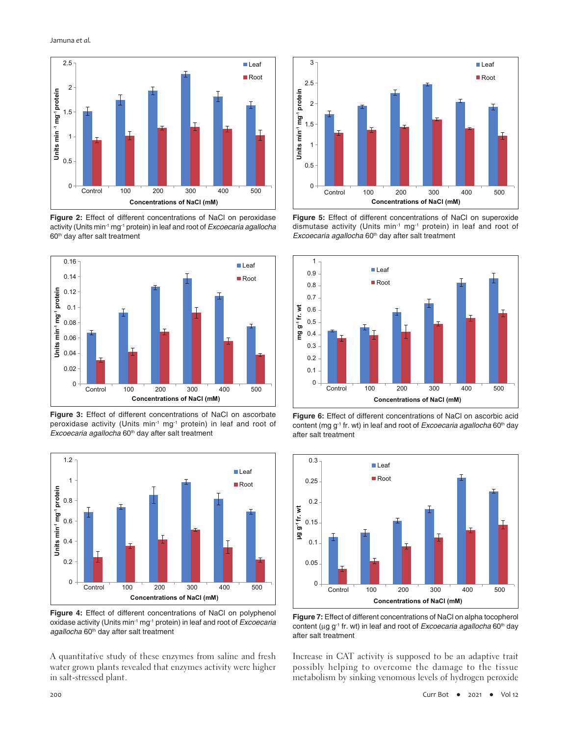**Figure 2:** Effect of different concentrations of NaCl on peroxidase activity (Units $min^{-1}$ $mg^{-1}$ protein) in leaf and root of *Excoecaria agallocha* 60th day after salt treatment

**Figure 3:** Effect of different concentrations of NaCl on ascorbate peroxidase activity (Units $min^{-1}$ $mg^{-1}$ protein) in leaf and root of *Excoecaria agallocha* 60th day after salt treatment

**Figure 4:** Effect of different concentrations of NaCl on polyphenol oxidase activity (Units $min^{-1}$ $mg^{-1}$ protein) in leaf and root of *Excoecaria agallocha* 60th day after salt treatment

**Figure 5:** Effect of different concentrations of NaCl on superoxide dismutase activity (Units $min^{-1}$ $mg^{-1}$ protein) in leaf and root of *Excoecaria agallocha* 60th day after salt treatment

**Figure 6:** Effect of different concentrations of NaCl on ascorbic acid content (mg $g^{-1}$ fr. wt) in leaf and root of *Excoecaria agallocha* 60th day after salt treatment

**Figure 7:** Effect of different concentrations of NaCl on alpha tocopherol content (μg $g^{-1}$ fr. wt) in leaf and root of *Excoecaria agallocha* 60th day after salt treatment

A quantitative study of these enzymes from saline and fresh water grown plants revealed that enzymes activity were higher in salt-stressed plant.

Increase in CAT activity is supposed to be an adaptive trait possibly helping to overcome the damage to the tissue metabolism by sinking venomous levels of hydrogen peroxide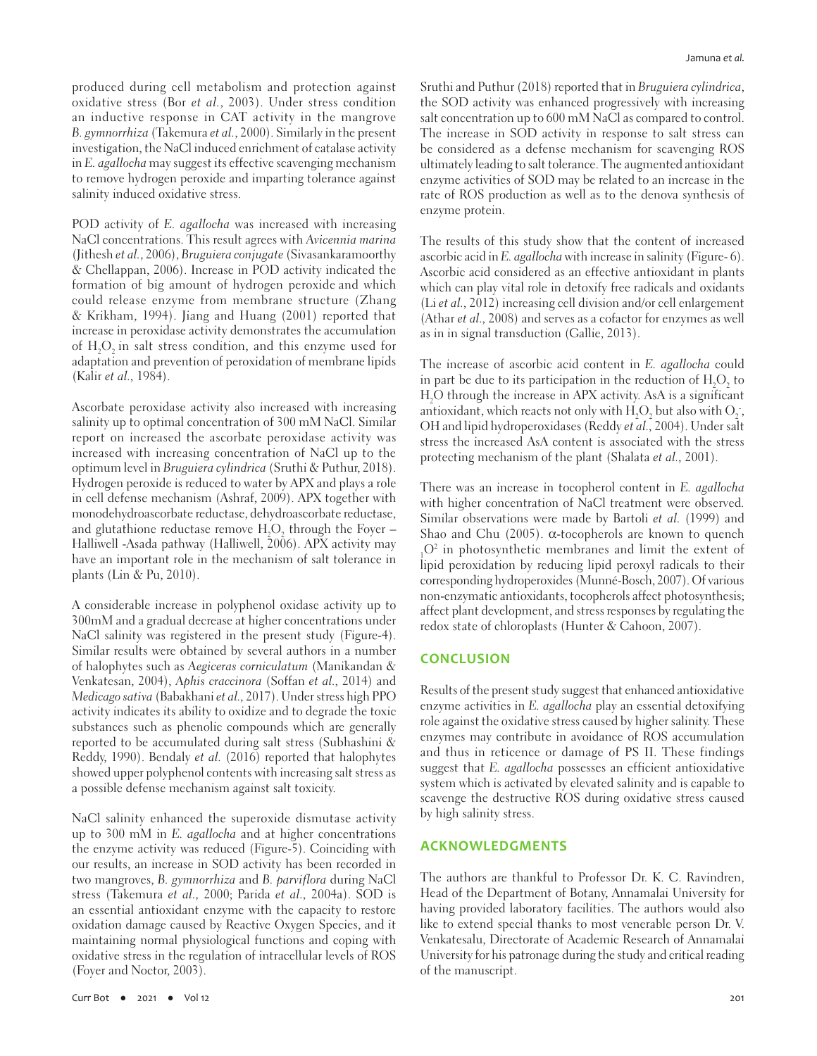produced during cell metabolism and protection against oxidative stress (Bor *et al.*, 2003). Under stress condition an inductive response in CAT activity in the mangrove *B. gymnorrhiza* (Takemura *et al.*, 2000). Similarly in the present investigation, the NaCl induced enrichment of catalase activity in *E. agallocha* may suggest its effective scavenging mechanism to remove hydrogen peroxide and imparting tolerance against salinity induced oxidative stress.

POD activity of *E. agallocha* was increased with increasing NaCl concentrations. This result agrees with *Avicennia marina* (Jithesh *et al.*, 2006), *Bruguiera conjugate* (Sivasankaramoorthy & Chellappan, 2006). Increase in POD activity indicated the formation of big amount of hydrogen peroxide and which could release enzyme from membrane structure (Zhang & Krikham, 1994). Jiang and Huang (2001) reported that increase in peroxidase activity demonstrates the accumulation of $H_2O_2$ in salt stress condition, and this enzyme used for adaptation and prevention of peroxidation of membrane lipids (Kalir *et al.*, 1984).

Ascorbate peroxidase activity also increased with increasing salinity up to optimal concentration of 300 mM NaCl. Similar report on increased the ascorbate peroxidase activity was increased with increasing concentration of NaCl up to the optimum level in *Bruguiera cylindrica* (Sruthi & Puthur, 2018). Hydrogen peroxide is reduced to water by APX and plays a role in cell defense mechanism (Ashraf, 2009). APX together with monodehydroascorbate reductase, dehydroascorbate reductase, and glutathione reductase remove $H_2O_2$ through the Foyer – Halliwell -Asada pathway (Halliwell, 2006). APX activity may have an important role in the mechanism of salt tolerance in plants (Lin & Pu, 2010).

A considerable increase in polyphenol oxidase activity up to 300mM and a gradual decrease at higher concentrations under NaCl salinity was registered in the present study (Figure-4). Similar results were obtained by several authors in a number of halophytes such as *Aegiceras corniculatum* (Manikandan & Venkatesan, 2004), *Aphis craccinora* (Soffan *et al.*, 2014) and *Medicago sativa* (Babakhani *et al.*, 2017). Under stress high PPO activity indicates its ability to oxidize and to degrade the toxic substances such as phenolic compounds which are generally reported to be accumulated during salt stress (Subhashini & Reddy, 1990). Bendaly *et al.* (2016) reported that halophytes showed upper polyphenol contents with increasing salt stress as a possible defense mechanism against salt toxicity.

NaCl salinity enhanced the superoxide dismutase activity up to 300 mM in *E. agallocha* and at higher concentrations the enzyme activity was reduced (Figure-5). Coinciding with our results, an increase in SOD activity has been recorded in two mangroves, *B. gymnorrhiza* and *B. parviflora* during NaCl stress (Takemura *et al.*, 2000; Parida *et al.*, 2004a). SOD is an essential antioxidant enzyme with the capacity to restore oxidation damage caused by Reactive Oxygen Species, and it maintaining normal physiological functions and coping with oxidative stress in the regulation of intracellular levels of ROS (Foyer and Noctor, 2003).

Sruthi and Puthur (2018) reported that in *Bruguiera cylindrica*, the SOD activity was enhanced progressively with increasing salt concentration up to 600 mM NaCl as compared to control. The increase in SOD activity in response to salt stress can be considered as a defense mechanism for scavenging ROS ultimately leading to salt tolerance. The augmented antioxidant enzyme activities of SOD may be related to an increase in the rate of ROS production as well as to the denova synthesis of enzyme protein.

The results of this study show that the content of increased ascorbic acid in *E. agallocha* with increase in salinity (Figure- 6). Ascorbic acid considered as an effective antioxidant in plants which can play vital role in detoxify free radicals and oxidants (Li *et al.*, 2012) increasing cell division and/or cell enlargement (Athar *et al.*, 2008) and serves as a cofactor for enzymes as well as in in signal transduction (Gallie, 2013).

The increase of ascorbic acid content in *E. agallocha* could in part be due to its participation in the reduction of $H_2O_2$ to $H_2O$ through the increase in APX activity. AsA is a significant antioxidant, which reacts not only with $H_2O_2$ but also with $O_2^-$, OH and lipid hydroperoxidases (Reddy *et al.*, 2004). Under salt stress the increased AsA content is associated with the stress protecting mechanism of the plant (Shalata *et al.*, 2001).

There was an increase in tocopherol content in *E. agallocha* with higher concentration of NaCl treatment were observed. Similar observations were made by Bartoli *et al.* (1999) and Shao and Chu (2005). α-tocopherols are known to quench ${}_1O^2$ in photosynthetic membranes and limit the extent of lipid peroxidation by reducing lipid peroxyl radicals to their corresponding hydroperoxides (Munné-Bosch, 2007). Of various non-enzymatic antioxidants, tocopherols affect photosynthesis; affect plant development, and stress responses by regulating the redox state of chloroplasts (Hunter & Cahoon, 2007).

## CONCLUSION

Results of the present study suggest that enhanced antioxidative enzyme activities in *E. agallocha* play an essential detoxifying role against the oxidative stress caused by higher salinity. These enzymes may contribute in avoidance of ROS accumulation and thus in reticence or damage of PS II. These findings suggest that *E. agallocha* possesses an efficient antioxidative system which is activated by elevated salinity and is capable to scavenge the destructive ROS during oxidative stress caused by high salinity stress.

## ACKNOWLEDGMENTS

The authors are thankful to Professor Dr. K. C. Ravindren, Head of the Department of Botany, Annamalai University for having provided laboratory facilities. The authors would also like to extend special thanks to most venerable person Dr. V. Venkatesalu, Directorate of Academic Research of Annamalai University for his patronage during the study and critical reading of the manuscript.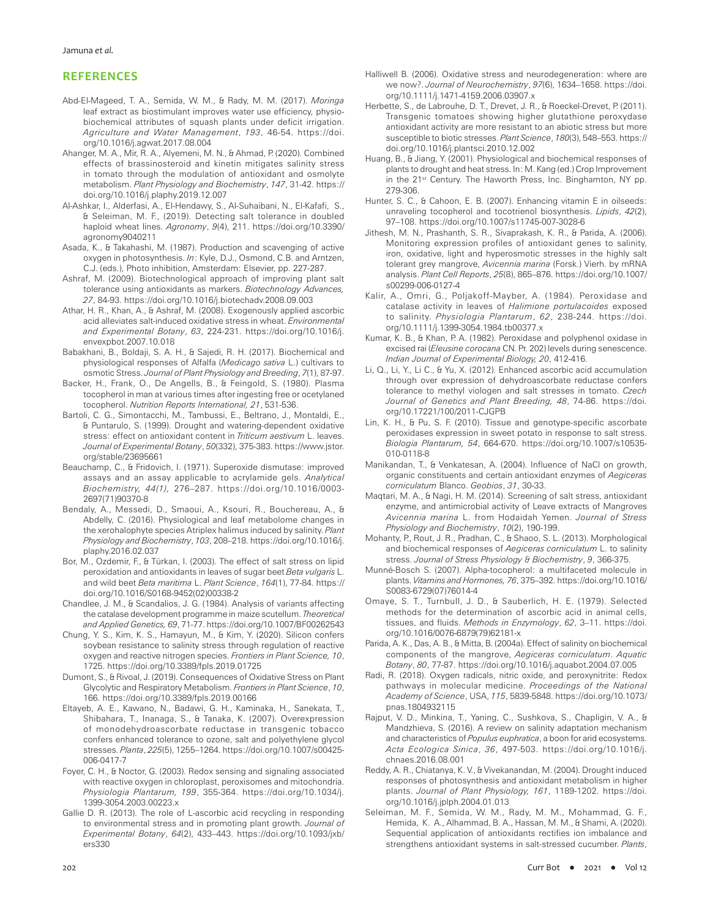## REFERENCES

Abd-El-Mageed, T. A., Semida, W. M., & Rady, M. M. (2017). *Moringa* leaf extract as biostimulant improves water use efficiency, physio-biochemical attributes of squash plants under deficit irrigation. *Agriculture and Water Management*, *193*, 46-54. https://doi.org/10.1016/j.agwat.2017.08.004

Ahanger, M. A., Mir, R. A., Alyemeni, M. N., & Ahmad, P. (2020). Combined effects of brassinosteroid and kinetin mitigates salinity stress in tomato through the modulation of antioxidant and osmolyte metabolism. *Plant Physiology and Biochemistry*, *147*, 31-42. https://doi.org/10.1016/j.plaphy.2019.12.007

Al-Ashkar, I., Alderfasi, A., El-Hendawy, S., Al-Suhaibani, N., El-Kafafi, S., & Seleiman, M. F., (2019). Detecting salt tolerance in doubled haploid wheat lines. *Agronomy*, *9*(4), 211. https://doi.org/10.3390/agronomy9040211

Asada, K., & Takahashi, M. (1987). Production and scavenging of active oxygen in photosynthesis. *In*: Kyle, D.J., Osmond, C.B. and Arntzen, C.J. (eds.), Photo inhibition, Amsterdam: Elsevier, pp. 227-287.

Ashraf, M. (2009). Biotechnological approach of improving plant salt tolerance using antioxidants as markers. *Biotechnology Advances, 27*, 84-93. https://doi.org/10.1016/j.biotechadv.2008.09.003

Athar, H. R., Khan, A., & Ashraf, M. (2008). Exogenously applied ascorbic acid alleviates salt-induced oxidative stress in wheat. *Environmental and Experimental Botany*, *63*, 224-231. https://doi.org/10.1016/j.envexpbot.2007.10.018

Babakhani, B., Boldaji, S. A. H., & Sajedi, R. H. (2017). Biochemical and physiological responses of Alfalfa (*Medicago sativa* L.) cultivars to osmotic Stress. *Journal of Plant Physiology and Breeding*, *7*(1), 87-97.

Backer, H., Frank, O., De Angells, B., & Feingold, S. (1980). Plasma tocopherol in man at various times after ingesting free or ocetylaned tocopherol. *Nutrition Reports International, 21*, 531-536.

Bartoli, C. G., Simontacchi, M., Tambussi, E., Beltrano, J., Montaldi, E., & Puntarulo, S. (1999). Drought and watering-dependent oxidative stress: effect on antioxidant content in *Triticum aestivum* L. leaves. *Journal of Experimental Botany*, *50*(332), 375-383. https://www.jstor.org/stable/23695661

Beauchamp, C., & Fridovich, I. (1971). Superoxide dismutase: improved assays and an assay applicable to acrylamide gels. *Analytical Biochemistry, 44(1),* 276–287. https://doi.org/10.1016/0003-2697(71)90370-8

Bendaly, A., Messedi, D., Smaoui, A., Ksouri, R., Bouchereau, A., & Abdelly, C. (2016). Physiological and leaf metabolome changes in the xerohalophyte species Atriplex halimus induced by salinity. *Plant Physiology and Biochemistry*, *103*, 208–218. https://doi.org/10.1016/j.plaphy.2016.02.037

Bor, M., Ozdemir, F., & Türkan, I. (2003). The effect of salt stress on lipid peroxidation and antioxidants in leaves of sugar beet *Beta vulgaris* L. and wild beet *Beta maritima* L. *Plant Science*, *164*(1), 77-84. https://doi.org/10.1016/S0168-9452(02)00338-2

Chandlee, J. M., & Scandalios, J. G. (1984). Analysis of variants affecting the catalase development programme in maize scutellum. *Theoretical and Applied Genetics, 69*, 71-77. https://doi.org/10.1007/BF00262543

Chung, Y. S., Kim, K. S., Hamayun, M., & Kim, Y. (2020). Silicon confers soybean resistance to salinity stress through regulation of reactive oxygen and reactive nitrogen species. *Frontiers in Plant Science, 10*, 1725. https://doi.org/10.3389/fpls.2019.01725

Dumont, S., & Rivoal, J. (2019). Consequences of Oxidative Stress on Plant Glycolytic and Respiratory Metabolism. *Frontiers in Plant Science*, *10*, 166. https://doi.org/10.3389/fpls.2019.00166

Eltayeb, A. E., Kawano, N., Badawi, G. H., Kaminaka, H., Sanekata, T., Shibahara, T., Inanaga, S., & Tanaka, K. (2007). Overexpression of monodehydroascorbate reductase in transgenic tobacco confers enhanced tolerance to ozone, salt and polyethylene glycol stresses. *Planta*, *225*(5), 1255–1264. https://doi.org/10.1007/s00425-006-0417-7

Foyer, C. H., & Noctor, G. (2003). Redox sensing and signaling associated with reactive oxygen in chloroplast, peroxisomes and mitochondria. *Physiologia Plantarum, 199*, 355-364. https://doi.org/10.1034/j.1399-3054.2003.00223.x

Gallie D. R. (2013). The role of L-ascorbic acid recycling in responding to environmental stress and in promoting plant growth. *Journal of Experimental Botany*, *64*(2), 433–443. https://doi.org/10.1093/jxb/ers330

Halliwell B. (2006). Oxidative stress and neurodegeneration: where are we now?. *Journal of Neurochemistry*, *97*(6), 1634–1658. https://doi.org/10.1111/j.1471-4159.2006.03907.x

Herbette, S., de Labrouhe, D. T., Drevet, J. R., & Roeckel-Drevet, P. (2011). Transgenic tomatoes showing higher glutathione peroxydase antioxidant activity are more resistant to an abiotic stress but more susceptible to biotic stresses. *Plant Science*, *180*(3), 548–553. https://doi.org/10.1016/j.plantsci.2010.12.002

Huang, B., & Jiang, Y. (2001). Physiological and biochemical responses of plants to drought and heat stress. In: M. Kang (ed.) Crop Improvement in the 21st Century. The Haworth Press, Inc. Binghamton, NY pp. 279-306.

Hunter, S. C., & Cahoon, E. B. (2007). Enhancing vitamin E in oilseeds: unraveling tocopherol and tocotrienol biosynthesis. *Lipids*, *42*(2), 97–108. https://doi.org/10.1007/s11745-007-3028-6

Jithesh, M. N., Prashanth, S. R., Sivaprakash, K. R., & Parida, A. (2006). Monitoring expression profiles of antioxidant genes to salinity, iron, oxidative, light and hyperosmotic stresses in the highly salt tolerant grey mangrove, *Avicennia marina* (Forsk.) Vierh. by mRNA analysis. *Plant Cell Reports*, *25*(8), 865–876. https://doi.org/10.1007/s00299-006-0127-4

Kalir, A., Omri, G., Poljakoff-Mayber, A. (1984). Peroxidase and catalase activity in leaves of *Halimione portulacoides* exposed to salinity. *Physiologia Plantarum*, *62*, 238-244. https://doi.org/10.1111/j.1399-3054.1984.tb00377.x

Kumar, K. B., & Khan, P. A. (1982). Peroxidase and polyphenol oxidase in excised rai (*Eleusine corocana* CN. Pr. 202) levels during senescence. *Indian Journal of Experimental Biology, 20*, 412-416.

Li, Q., Li, Y., Li C., & Yu, X. (2012). Enhanced ascorbic acid accumulation through over expression of dehydroascorbate reductase confers tolerance to methyl viologen and salt stresses in tomato. *Czech Journal of Genetics and Plant Breeding, 48*, 74-86. https://doi.org/10.17221/100/2011-CJGPB

Lin, K. H., & Pu, S. F. (2010). Tissue and genotype-specific ascorbate peroxidases expression in sweet potato in response to salt stress. *Biologia Plantarum, 54*, 664-670. https://doi.org/10.1007/s10535-010-0118-8

Manikandan, T., & Venkatesan, A. (2004). Influence of NaCl on growth, organic constituents and certain antioxidant enzymes of *Aegiceras corniculatum* Blanco. *Geobios*, *31*, 30-33.

Maqtari, M. A., & Nagi, H. M. (2014). Screening of salt stress, antioxidant enzyme, and antimicrobial activity of Leave extracts of Mangroves *Avicennia marina* L. from Hodaidah Yemen. *Journal of Stress Physiology and Biochemistry*, *10*(2), 190-199.

Mohanty, P., Rout, J. R., Pradhan, C., & Shaoo, S. L. (2013). Morphological and biochemical responses of *Aegiceras corniculatum* L. to salinity stress. *Journal of Stress Physiology & Biochemistry*, *9*, 366-375.

Munné-Bosch S. (2007). Alpha-tocopherol: a multifaceted molecule in plants. *Vitamins and Hormones, 76*, 375–392. https://doi.org/10.1016/S0083-6729(07)76014-4

Omaye, S. T., Turnbull, J. D., & Sauberlich, H. E. (1979). Selected methods for the determination of ascorbic acid in animal cells, tissues, and fluids. *Methods in Enzymology*, *62*, 3–11. https://doi.org/10.1016/0076-6879(79)62181-x

Parida, A. K., Das, A. B., & Mitta, B. (2004a). Effect of salinity on biochemical components of the mangrove, *Aegiceras corniculatum*. *Aquatic Botany*, *80*, 77-87. https://doi.org/10.1016/j.aquabot.2004.07.005

Radi, R. (2018). Oxygen radicals, nitric oxide, and peroxynitrite: Redox pathways in molecular medicine. *Proceedings of the National Academy of Science*, USA, *115*, 5839-5848. https://doi.org/10.1073/pnas.1804932115

Rajput, V. D., Minkina, T., Yaning, C., Sushkova, S., Chapligin, V. A., & Mandzhieva, S. (2016). A review on salinity adaptation mechanism and characteristics of *Populus euphratica*, a boon for arid ecosystems. *Acta Ecologica Sinica*, *36*, 497-503. https://doi.org/10.1016/j.chnaes.2016.08.001

Reddy, A. R., Chiatanya, K. V., & Vivekanandan, M. (2004). Drought induced responses of photosynthesis and antioxidant metabolism in higher plants. *Journal of Plant Physiology, 161*, 1189-1202. https://doi.org/10.1016/j.jplph.2004.01.013

Seleiman, M. F., Semida, W. M., Rady, M. M., Mohammad, G. F., Hemida, K. A., Alhammad, B. A., Hassan, M. M., & Shami, A. (2020). Sequential application of antioxidants rectifies ion imbalance and strengthens antioxidant systems in salt-stressed cucumber. *Plants*,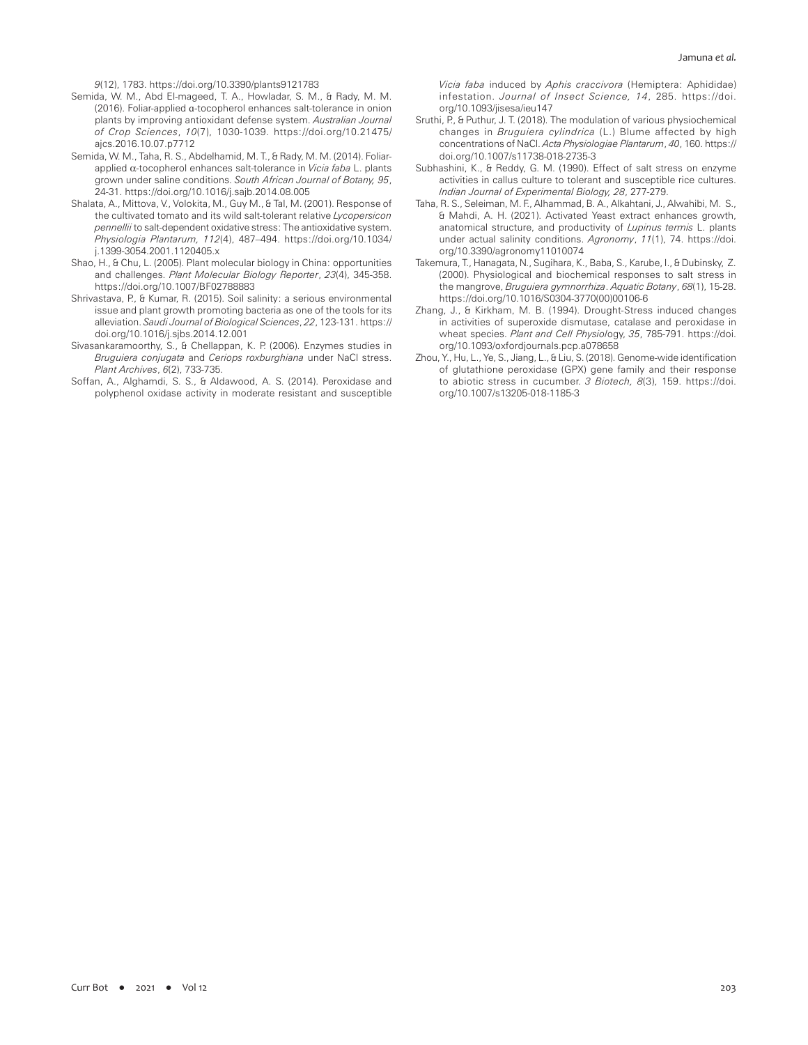*9*(12), 1783. https://doi.org/10.3390/plants9121783

Semida, W. M., Abd El-mageed, T. A., Howladar, S. M., & Rady, M. M. (2016). Foliar-applied α-tocopherol enhances salt-tolerance in onion plants by improving antioxidant defense system. *Australian Journal of Crop Sciences*, *10*(7), 1030-1039. https://doi.org/10.21475/ajcs.2016.10.07.p7712

Semida, W. M., Taha, R. S., Abdelhamid, M. T., & Rady, M. M. (2014). Foliar-applied α-tocopherol enhances salt-tolerance in *Vicia faba* L. plants grown under saline conditions. *South African Journal of Botany, 95*, 24-31. https://doi.org/10.1016/j.sajb.2014.08.005

Shalata, A., Mittova, V., Volokita, M., Guy M., & Tal, M. (2001). Response of the cultivated tomato and its wild salt-tolerant relative *Lycopersicon pennellii* to salt-dependent oxidative stress: The antioxidative system. *Physiologia Plantarum, 112*(4), 487–494. https://doi.org/10.1034/j.1399-3054.2001.1120405.x

Shao, H., & Chu, L. (2005). Plant molecular biology in China: opportunities and challenges. *Plant Molecular Biology Reporter*, *23*(4), 345-358. https://doi.org/10.1007/BF02788883

Shrivastava, P., & Kumar, R. (2015). Soil salinity: a serious environmental issue and plant growth promoting bacteria as one of the tools for its alleviation. *Saudi Journal of Biological Sciences*, *22*, 123-131. https://doi.org/10.1016/j.sjbs.2014.12.001

Sivasankaramoorthy, S., & Chellappan, K. P. (2006). Enzymes studies in *Bruguiera conjugata* and *Ceriops roxburghiana* under NaCl stress. *Plant Archives*, *6*(2), 733-735.

Soffan, A., Alghamdi, S. S., & Aldawood, A. S. (2014). Peroxidase and polyphenol oxidase activity in moderate resistant and susceptible *Vicia faba* induced by *Aphis craccivora* (Hemiptera: Aphididae) infestation. *Journal of Insect Science, 14*, 285. https://doi.org/10.1093/jisesa/ieu147

Sruthi, P., & Puthur, J. T. (2018). The modulation of various physiochemical changes in *Bruguiera cylindrica* (L.) Blume affected by high concentrations of NaCl. *Acta Physiologiae Plantarum*, *40*, 160. https://doi.org/10.1007/s11738-018-2735-3

Subhashini, K., & Reddy, G. M. (1990). Effect of salt stress on enzyme activities in callus culture to tolerant and susceptible rice cultures. *Indian Journal of Experimental Biology, 28*, 277-279.

Taha, R. S., Seleiman, M. F., Alhammad, B. A., Alkahtani, J., Alwahibi, M. S., & Mahdi, A. H. (2021). Activated Yeast extract enhances growth, anatomical structure, and productivity of *Lupinus termis* L. plants under actual salinity conditions. *Agronomy*, *11*(1), 74. https://doi.org/10.3390/agronomy11010074

Takemura, T., Hanagata, N., Sugihara, K., Baba, S., Karube, I., & Dubinsky, Z. (2000). Physiological and biochemical responses to salt stress in the mangrove, *Bruguiera gymnorrhiza*. *Aquatic Botany*, *68*(1), 15-28. https://doi.org/10.1016/S0304-3770(00)00106-6

Zhang, J., & Kirkham, M. B. (1994). Drought-Stress induced changes in activities of superoxide dismutase, catalase and peroxidase in wheat species. *Plant and Cell Physiology*, *35*, 785-791. https://doi.org/10.1093/oxfordjournals.pcp.a078658

Zhou, Y., Hu, L., Ye, S., Jiang, L., & Liu, S. (2018). Genome-wide identification of glutathione peroxidase (GPX) gene family and their response to abiotic stress in cucumber. *3 Biotech, 8*(3), 159. https://doi.org/10.1007/s13205-018-1185-3